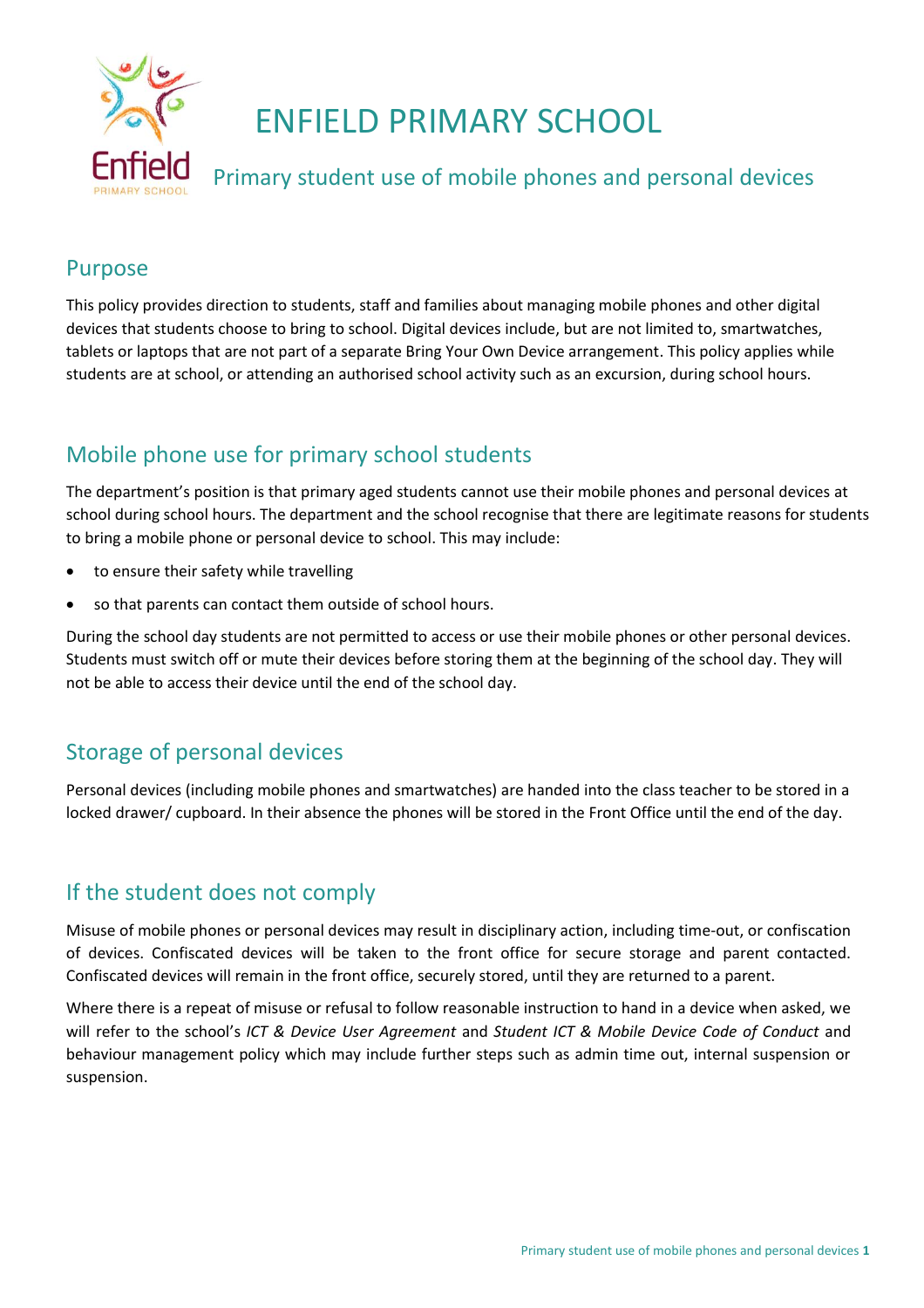# ENFIELD PRIMARY SCHOOL

## Primary student use of mobile phones and personal devices

## Purpose

This policy provides direction to students, staff and families about managing mobile phones and other digital devices that students choose to bring to school. Digital devices include, but are not limited to, smartwatches, tablets or laptops that are not part of a separate Bring Your Own Device arrangement. This policy applies while students are at school, or attending an authorised school activity such as an excursion, during school hours.

## Mobile phone use for primary school students

The department's position is that primary aged students cannot use their mobile phones and personal devices at school during school hours. The department and the school recognise that there are legitimate reasons for students to bring a mobile phone or personal device to school. This may include:

- to ensure their safety while travelling
- so that parents can contact them outside of school hours.

During the school day students are not permitted to access or use their mobile phones or other personal devices. Students must switch off or mute their devices before storing them at the beginning of the school day. They will not be able to access their device until the end of the school day.

## Storage of personal devices

Personal devices (including mobile phones and smartwatches) are handed into the class teacher to be stored in a locked drawer/ cupboard. In their absence the phones will be stored in the Front Office until the end of the day.

## If the student does not comply

Misuse of mobile phones or personal devices may result in disciplinary action, including time-out, or confiscation of devices. Confiscated devices will be taken to the front office for secure storage and parent contacted. Confiscated devices will remain in the front office, securely stored, until they are returned to a parent.

Where there is a repeat of misuse or refusal to follow reasonable instruction to hand in a device when asked, we will refer to the school's *ICT & Device User Agreement* and *Student ICT & Mobile Device Code of Conduct* and behaviour management policy which may include further steps such as admin time out, internal suspension or suspension.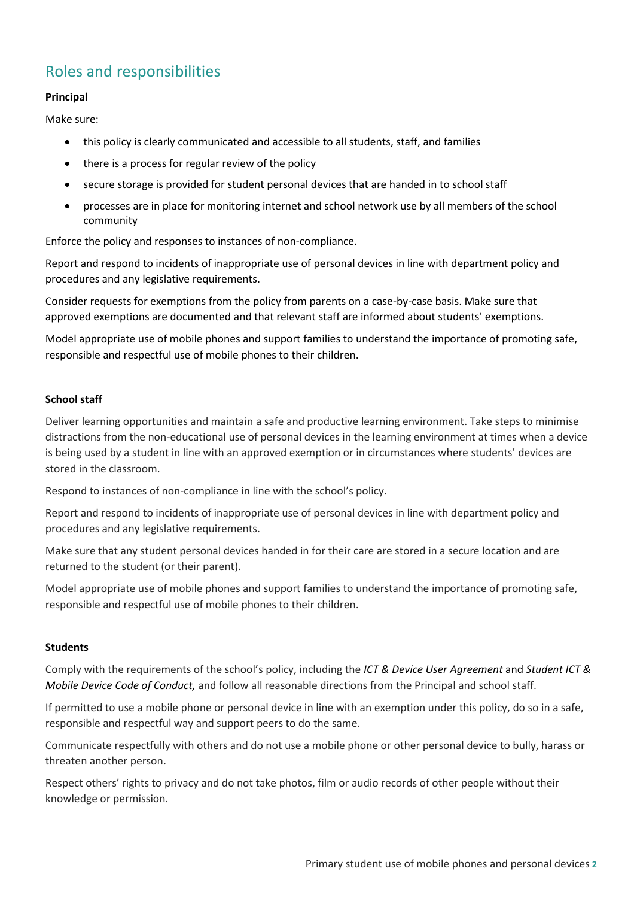## Roles and responsibilities

**Principal**

Make sure:

- this policy is clearly communicated and accessible to all students, staff, and families
- there is a process for regular review of the policy
- secure storage is provided for student personal devices that are handed in to school staff
- processes are in place for monitoring internet and school network use by all members of the school community

Enforce the policy and responses to instances of non-compliance.

Report and respond to incidents of inappropriate use of personal devices in line with department policy and procedures and any legislative requirements.

Consider requests for exemptions from the policy from parents on a case-by-case basis. Make sure that approved exemptions are documented and that relevant staff are informed about students' exemptions.

Model appropriate use of mobile phones and support families to understand the importance of promoting safe, responsible and respectful use of mobile phones to their children.

**School staff**

Deliver learning opportunities and maintain a safe and productive learning environment. Take steps to minimise distractions from the non-educational use of personal devices in the learning environment at times when a device is being used by a student in line with an approved exemption or in circumstances where students' devices are stored in the classroom.

Respond to instances of non-compliance in line with the school's policy.

Report and respond to incidents of inappropriate use of personal devices in line with department policy and procedures and any legislative requirements.

Make sure that any student personal devices handed in for their care are stored in a secure location and are returned to the student (or their parent).

Model appropriate use of mobile phones and support families to understand the importance of promoting safe, responsible and respectful use of mobile phones to their children.

**Students**

Comply with the requirements of the school's policy, including the *ICT & Device User Agreement* and *Student ICT & Mobile Device Code of Conduct,* and follow all reasonable directions from the Principal and school staff.

If permitted to use a mobile phone or personal device in line with an exemption under this policy, do so in a safe, responsible and respectful way and support peers to do the same.

Communicate respectfully with others and do not use a mobile phone or other personal device to bully, harass or threaten another person.

Respect others' rights to privacy and do not take photos, film or audio records of other people without their knowledge or permission.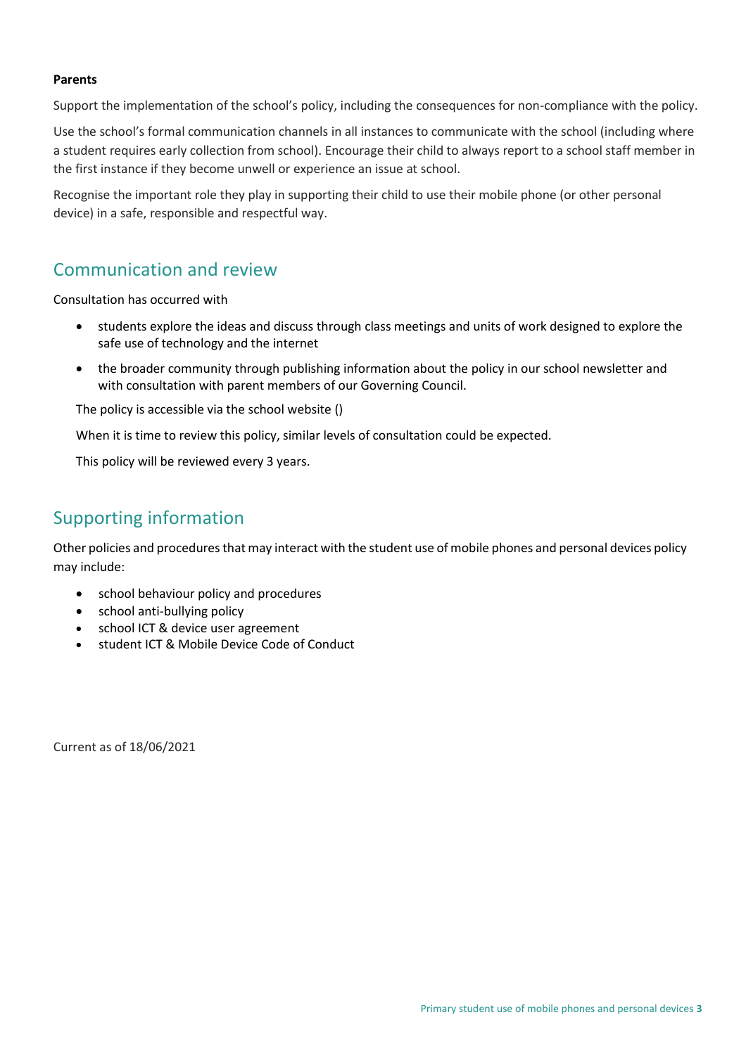**Parents**

Support the implementation of the school's policy, including the consequences for non-compliance with the policy.

Use the school's formal communication channels in all instances to communicate with the school (including where a student requires early collection from school). Encourage their child to always report to a school staff member in the first instance if they become unwell or experience an issue at school.

Recognise the important role they play in supporting their child to use their mobile phone (or other personal device) in a safe, responsible and respectful way.

## Communication and review

Consultation has occurred with

- students explore the ideas and discuss through class meetings and units of work designed to explore the safe use of technology and the internet
- the broader community through publishing information about the policy in our school newsletter and with consultation with parent members of our Governing Council.

The policy is accessible via the school website ()

When it is time to review this policy, similar levels of consultation could be expected.

This policy will be reviewed every 3 years.

## Supporting information

Other policies and procedures that may interact with the student use of mobile phones and personal devices policy may include:

- school behaviour policy and procedures
- school anti-bullying policy
- school ICT & device user agreement
- student ICT & Mobile Device Code of Conduct

Current as of 18/06/2021